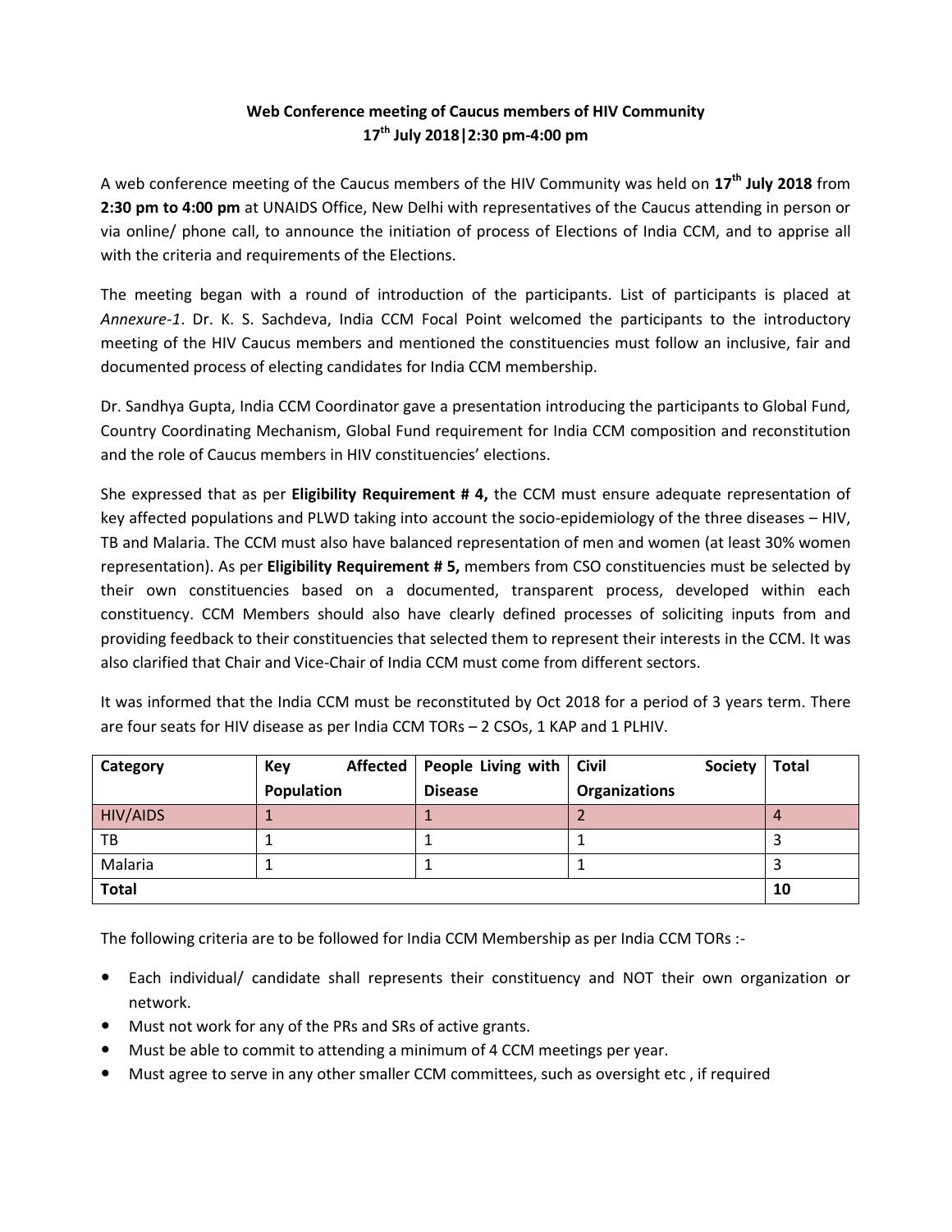**Web Conference meeting of Caucus members of HIV Community**
**17th July 2018|2:30 pm-4:00 pm**

A web conference meeting of the Caucus members of the HIV Community was held on **17th July 2018** from **2:30 pm to 4:00 pm** at UNAIDS Office, New Delhi with representatives of the Caucus attending in person or via online/ phone call, to announce the initiation of process of Elections of India CCM, and to apprise all with the criteria and requirements of the Elections.

The meeting began with a round of introduction of the participants. List of participants is placed at *Annexure-1*. Dr. K. S. Sachdeva, India CCM Focal Point welcomed the participants to the introductory meeting of the HIV Caucus members and mentioned the constituencies must follow an inclusive, fair and documented process of electing candidates for India CCM membership.

Dr. Sandhya Gupta, India CCM Coordinator gave a presentation introducing the participants to Global Fund, Country Coordinating Mechanism, Global Fund requirement for India CCM composition and reconstitution and the role of Caucus members in HIV constituencies' elections.

She expressed that as per **Eligibility Requirement # 4,** the CCM must ensure adequate representation of key affected populations and PLWD taking into account the socio-epidemiology of the three diseases – HIV, TB and Malaria. The CCM must also have balanced representation of men and women (at least 30% women representation). As per **Eligibility Requirement # 5,** members from CSO constituencies must be selected by their own constituencies based on a documented, transparent process, developed within each constituency. CCM Members should also have clearly defined processes of soliciting inputs from and providing feedback to their constituencies that selected them to represent their interests in the CCM. It was also clarified that Chair and Vice-Chair of India CCM must come from different sectors.

It was informed that the India CCM must be reconstituted by Oct 2018 for a period of 3 years term. There are four seats for HIV disease as per India CCM TORs – 2 CSOs, 1 KAP and 1 PLHIV.

| Category | Key Affected Population | People Living with Disease | Civil Society Organizations | Total |
|---|---|---|---|---|
| HIV/AIDS | 1 | 1 | 2 | 4 |
| TB | 1 | 1 | 1 | 3 |
| Malaria | 1 | 1 | 1 | 3 |
| **Total** | | | | **10** |

The following criteria are to be followed for India CCM Membership as per India CCM TORs :-

- Each individual/ candidate shall represents their constituency and NOT their own organization or network.
- Must not work for any of the PRs and SRs of active grants.
- Must be able to commit to attending a minimum of 4 CCM meetings per year.
- Must agree to serve in any other smaller CCM committees, such as oversight etc , if required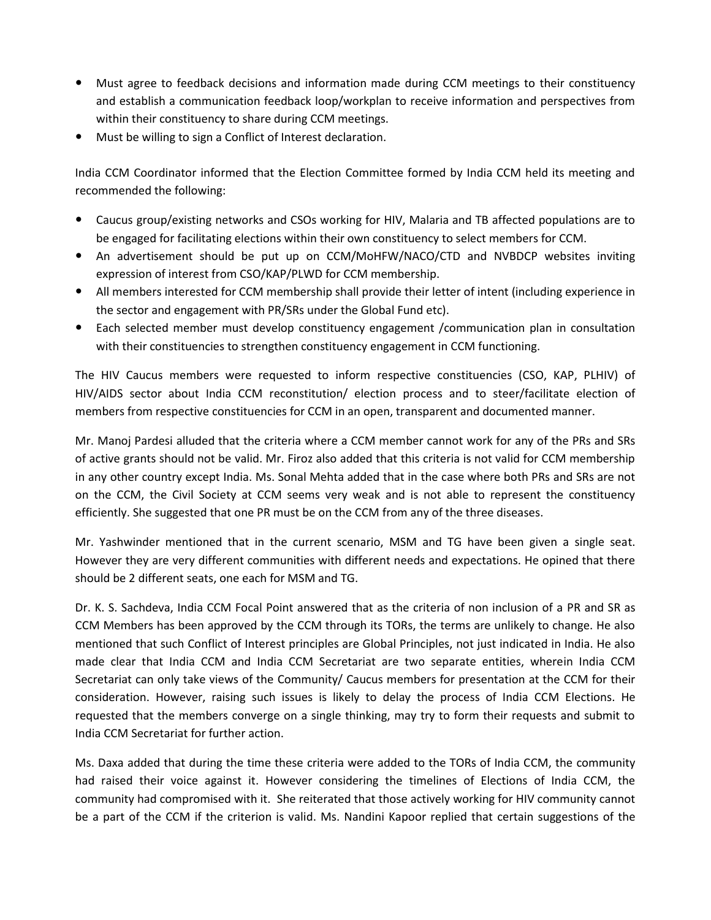- Must agree to feedback decisions and information made during CCM meetings to their constituency and establish a communication feedback loop/workplan to receive information and perspectives from within their constituency to share during CCM meetings.
- Must be willing to sign a Conflict of Interest declaration.

India CCM Coordinator informed that the Election Committee formed by India CCM held its meeting and recommended the following:

- Caucus group/existing networks and CSOs working for HIV, Malaria and TB affected populations are to be engaged for facilitating elections within their own constituency to select members for CCM.
- An advertisement should be put up on CCM/MoHFW/NACO/CTD and NVBDCP websites inviting expression of interest from CSO/KAP/PLWD for CCM membership.
- All members interested for CCM membership shall provide their letter of intent (including experience in the sector and engagement with PR/SRs under the Global Fund etc).
- Each selected member must develop constituency engagement /communication plan in consultation with their constituencies to strengthen constituency engagement in CCM functioning.

The HIV Caucus members were requested to inform respective constituencies (CSO, KAP, PLHIV) of HIV/AIDS sector about India CCM reconstitution/ election process and to steer/facilitate election of members from respective constituencies for CCM in an open, transparent and documented manner.

Mr. Manoj Pardesi alluded that the criteria where a CCM member cannot work for any of the PRs and SRs of active grants should not be valid. Mr. Firoz also added that this criteria is not valid for CCM membership in any other country except India. Ms. Sonal Mehta added that in the case where both PRs and SRs are not on the CCM, the Civil Society at CCM seems very weak and is not able to represent the constituency efficiently. She suggested that one PR must be on the CCM from any of the three diseases.

Mr. Yashwinder mentioned that in the current scenario, MSM and TG have been given a single seat. However they are very different communities with different needs and expectations. He opined that there should be 2 different seats, one each for MSM and TG.

Dr. K. S. Sachdeva, India CCM Focal Point answered that as the criteria of non inclusion of a PR and SR as CCM Members has been approved by the CCM through its TORs, the terms are unlikely to change. He also mentioned that such Conflict of Interest principles are Global Principles, not just indicated in India. He also made clear that India CCM and India CCM Secretariat are two separate entities, wherein India CCM Secretariat can only take views of the Community/ Caucus members for presentation at the CCM for their consideration. However, raising such issues is likely to delay the process of India CCM Elections. He requested that the members converge on a single thinking, may try to form their requests and submit to India CCM Secretariat for further action.

Ms. Daxa added that during the time these criteria were added to the TORs of India CCM, the community had raised their voice against it. However considering the timelines of Elections of India CCM, the community had compromised with it. She reiterated that those actively working for HIV community cannot be a part of the CCM if the criterion is valid. Ms. Nandini Kapoor replied that certain suggestions of the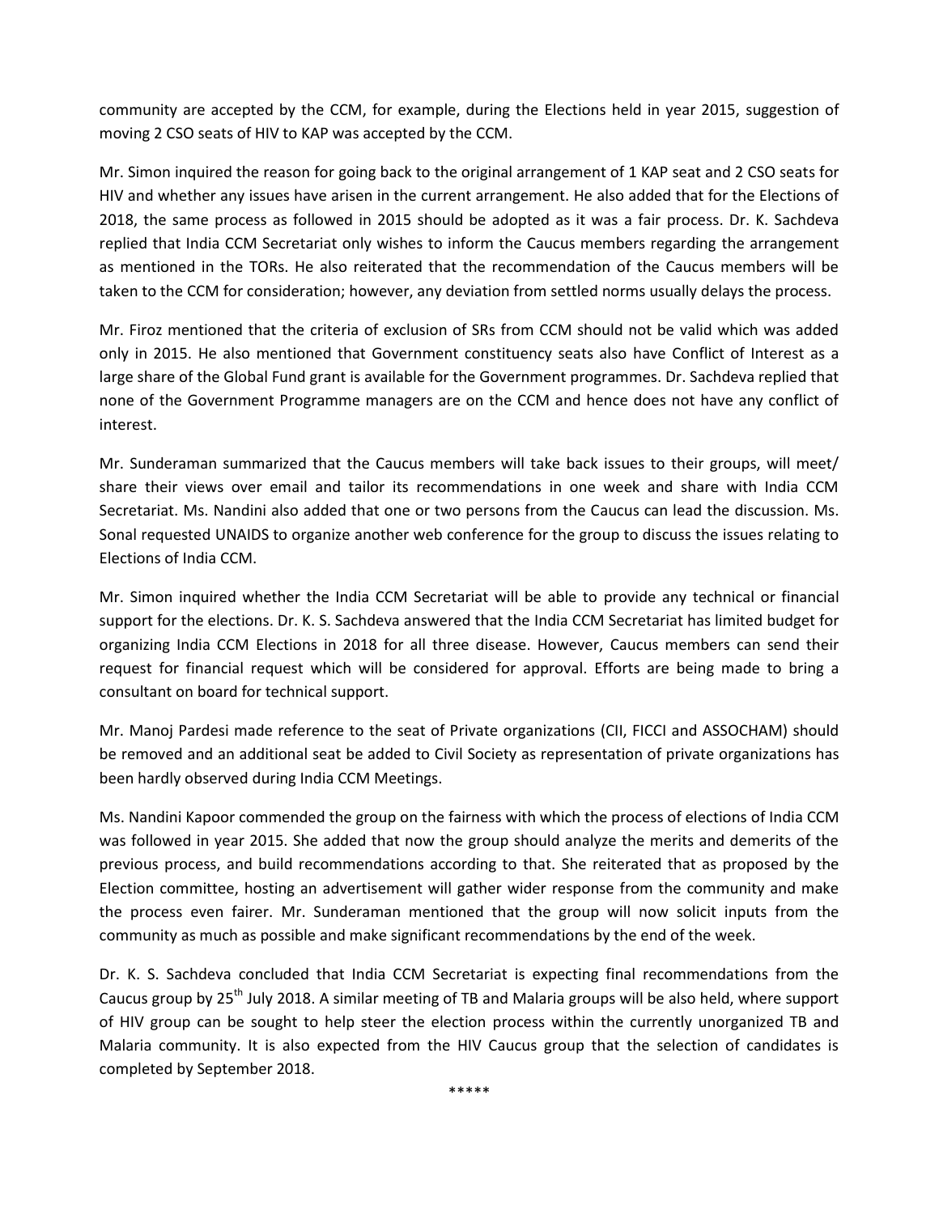community are accepted by the CCM, for example, during the Elections held in year 2015, suggestion of moving 2 CSO seats of HIV to KAP was accepted by the CCM.

Mr. Simon inquired the reason for going back to the original arrangement of 1 KAP seat and 2 CSO seats for HIV and whether any issues have arisen in the current arrangement. He also added that for the Elections of 2018, the same process as followed in 2015 should be adopted as it was a fair process. Dr. K. Sachdeva replied that India CCM Secretariat only wishes to inform the Caucus members regarding the arrangement as mentioned in the TORs. He also reiterated that the recommendation of the Caucus members will be taken to the CCM for consideration; however, any deviation from settled norms usually delays the process.

Mr. Firoz mentioned that the criteria of exclusion of SRs from CCM should not be valid which was added only in 2015. He also mentioned that Government constituency seats also have Conflict of Interest as a large share of the Global Fund grant is available for the Government programmes. Dr. Sachdeva replied that none of the Government Programme managers are on the CCM and hence does not have any conflict of interest.

Mr. Sunderaman summarized that the Caucus members will take back issues to their groups, will meet/ share their views over email and tailor its recommendations in one week and share with India CCM Secretariat. Ms. Nandini also added that one or two persons from the Caucus can lead the discussion. Ms. Sonal requested UNAIDS to organize another web conference for the group to discuss the issues relating to Elections of India CCM.

Mr. Simon inquired whether the India CCM Secretariat will be able to provide any technical or financial support for the elections. Dr. K. S. Sachdeva answered that the India CCM Secretariat has limited budget for organizing India CCM Elections in 2018 for all three disease. However, Caucus members can send their request for financial request which will be considered for approval. Efforts are being made to bring a consultant on board for technical support.

Mr. Manoj Pardesi made reference to the seat of Private organizations (CII, FICCI and ASSOCHAM) should be removed and an additional seat be added to Civil Society as representation of private organizations has been hardly observed during India CCM Meetings.

Ms. Nandini Kapoor commended the group on the fairness with which the process of elections of India CCM was followed in year 2015. She added that now the group should analyze the merits and demerits of the previous process, and build recommendations according to that. She reiterated that as proposed by the Election committee, hosting an advertisement will gather wider response from the community and make the process even fairer. Mr. Sunderaman mentioned that the group will now solicit inputs from the community as much as possible and make significant recommendations by the end of the week.

Dr. K. S. Sachdeva concluded that India CCM Secretariat is expecting final recommendations from the Caucus group by 25th July 2018. A similar meeting of TB and Malaria groups will be also held, where support of HIV group can be sought to help steer the election process within the currently unorganized TB and Malaria community. It is also expected from the HIV Caucus group that the selection of candidates is completed by September 2018.

*****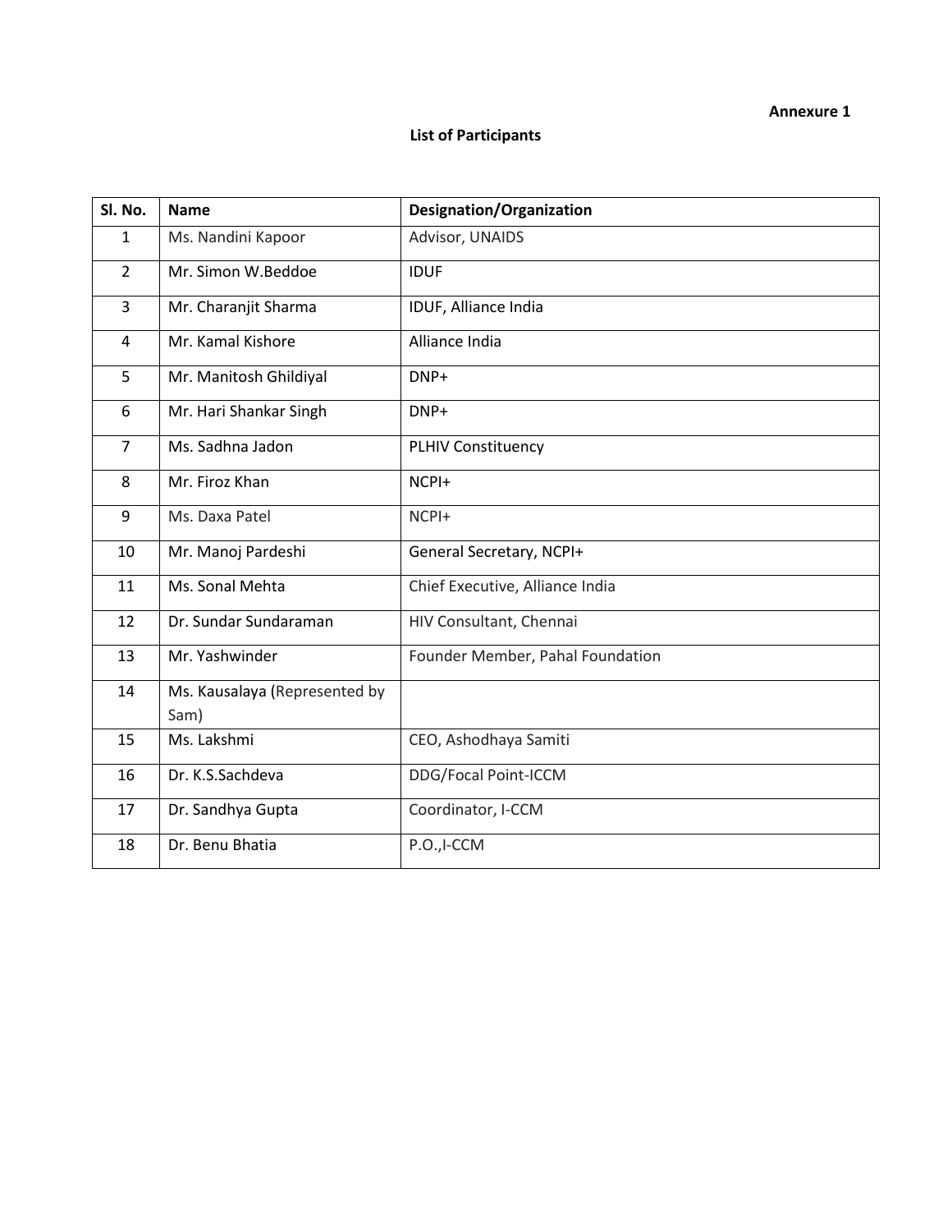**Annexure 1**

**List of Participants**

| Sl. No. | Name | Designation/Organization |
|---|---|---|
| 1 | Ms. Nandini Kapoor | Advisor, UNAIDS |
| 2 | Mr. Simon W.Beddoe | IDUF |
| 3 | Mr. Charanjit Sharma | IDUF, Alliance India |
| 4 | Mr. Kamal Kishore | Alliance India |
| 5 | Mr. Manitosh Ghildiyal | DNP+ |
| 6 | Mr. Hari Shankar Singh | DNP+ |
| 7 | Ms. Sadhna Jadon | PLHIV Constituency |
| 8 | Mr. Firoz Khan | NCPI+ |
| 9 | Ms. Daxa Patel | NCPI+ |
| 10 | Mr. Manoj Pardeshi | General Secretary, NCPI+ |
| 11 | Ms. Sonal Mehta | Chief Executive, Alliance India |
| 12 | Dr. Sundar Sundaraman | HIV Consultant, Chennai |
| 13 | Mr. Yashwinder | Founder Member, Pahal Foundation |
| 14 | Ms. Kausalaya (Represented by Sam) | |
| 15 | Ms. Lakshmi | CEO, Ashodhaya Samiti |
| 16 | Dr. K.S.Sachdeva | DDG/Focal Point-ICCM |
| 17 | Dr. Sandhya Gupta | Coordinator, I-CCM |
| 18 | Dr. Benu Bhatia | P.O.,I-CCM |